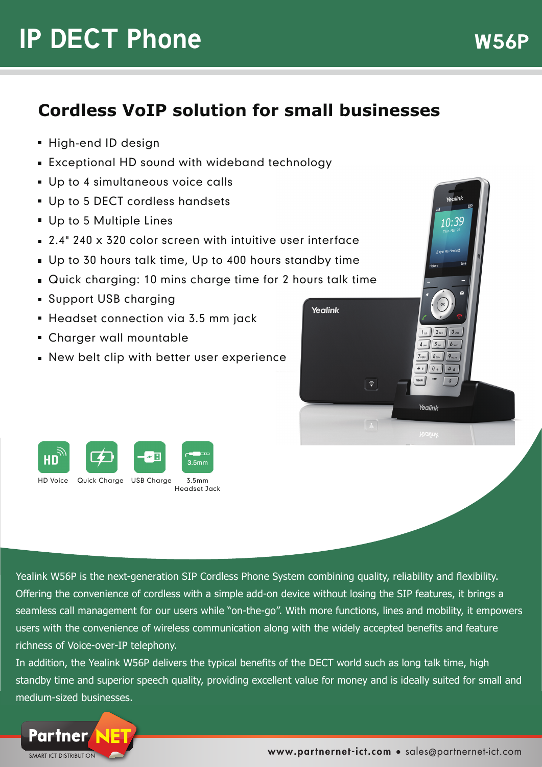# IP DECT Phone

**W56P**

## Cordless VoIP solution for small businesses

- High-end ID design
- Exceptional HD sound with wideband technology
- Up to 4 simultaneous voice calls
- Up to 5 DECT cordless handsets
- Up to 5 Multiple Lines
- 2.4" 240 x 320 color screen with intuitive user interface
- Up to 30 hours talk time, Up to 400 hours standby time
- Quick charging: 10 mins charge time for 2 hours talk time
- Support USB charging
- Headset connection via 3.5 mm jack
- Charger wall mountable
- New belt clip with better user experience

HD Voice | Quick Charge | USB Charge | 3.5mm Headset Jack

Yealink W56P is the next-generation SIP Cordless Phone System combining quality, reliability and flexibility. Offering the convenience of cordless with a simple add-on device without losing the SIP features, it brings a seamless call management for our users while "on-the-go". With more functions, lines and mobility, it empowers users with the convenience of wireless communication along with the widely accepted benefits and feature richness of Voice-over-IP telephony.

In addition, the Yealink W56P delivers the typical benefits of the DECT world such as long talk time, high standby time and superior speech quality, providing excellent value for money and is ideally suited for small and medium-sized businesses.

Partner NET SMART ICT DISTRIBUTION

www.partnernet-ict.com • sales@partnernet-ict.com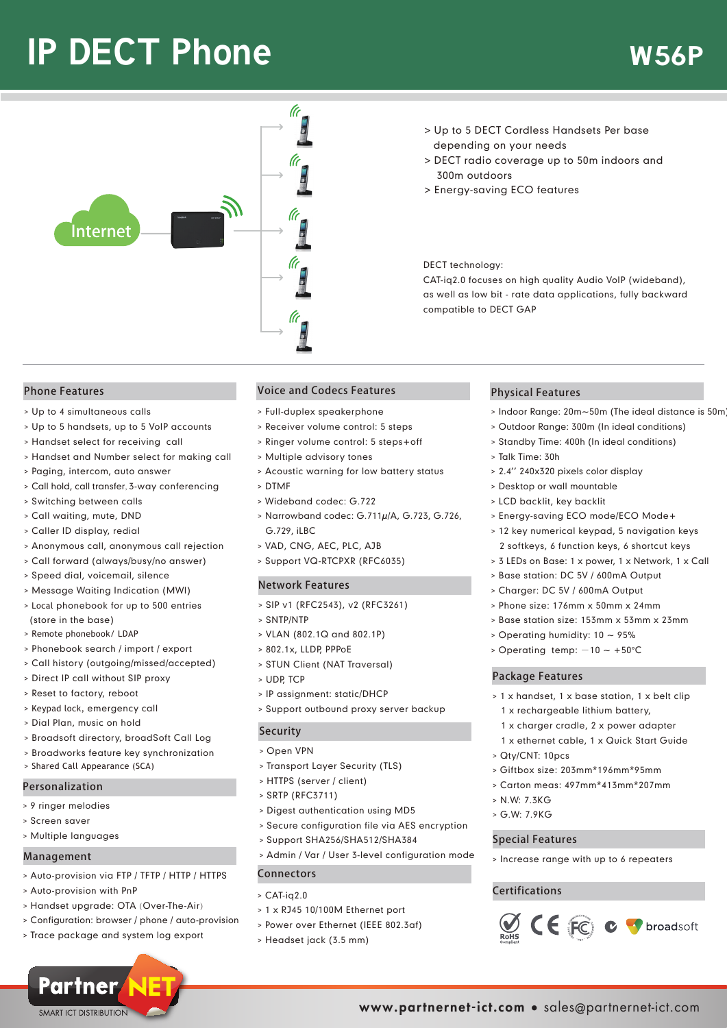# IP DECT Phone

## W56P

Internet

- > Up to 5 DECT Cordless Handsets Per base depending on your needs
- > DECT radio coverage up to 50m indoors and 300m outdoors
- > Energy-saving ECO features

DECT technology:
CAT-iq2.0 focuses on high quality Audio VoIP (wideband), as well as low bit - rate data applications, fully backward compatible to DECT GAP

### Phone Features

- > Up to 4 simultaneous calls
- > Up to 5 handsets, up to 5 VoIP accounts
- > Handset select for receiving call
- > Handset and Number select for making call
- > Paging, intercom, auto answer
- > Call hold, call transfer, 3-way conferencing
- > Switching between calls
- > Call waiting, mute, DND
- > Caller ID display, redial
- > Anonymous call, anonymous call rejection
- > Call forward (always/busy/no answer)
- > Speed dial, voicemail, silence
- > Message Waiting Indication (MWI)
- > Local phonebook for up to 500 entries (store in the base)
- > Remote phonebook/ LDAP
- > Phonebook search / import / export
- > Call history (outgoing/missed/accepted)
- > Direct IP call without SIP proxy
- > Reset to factory, reboot
- > Keypad lock, emergency call
- > Dial Plan, music on hold
- > Broadsoft directory, broadSoft Call Log
- > Broadworks feature key synchronization
- > Shared Call Appearance (SCA)

### Personalization

- > 9 ringer melodies
- > Screen saver
- > Multiple languages

### Management

- > Auto-provision via FTP / TFTP / HTTP / HTTPS
- > Auto-provision with PnP
- > Handset upgrade: OTA (Over-The-Air)
- > Configuration: browser / phone / auto-provision
- > Trace package and system log export

### Voice and Codecs Features

- > Full-duplex speakerphone
- > Receiver volume control: 5 steps
- > Ringer volume control: 5 steps+off
- > Multiple advisory tones
- > Acoustic warning for low battery status
- > DTMF
- > Wideband codec: G.722
- > Narrowband codec: G.711µ/A, G.723, G.726, G.729, iLBC
- > VAD, CNG, AEC, PLC, AJB
- > Support VQ-RTCPXR (RFC6035)

### Network Features

- > SIP v1 (RFC2543), v2 (RFC3261)
- > SNTP/NTP
- > VLAN (802.1Q and 802.1P)
- > 802.1x, LLDP, PPPoE
- > STUN Client (NAT Traversal)
- > UDP, TCP
- > IP assignment: static/DHCP
- > Support outbound proxy server backup

### Security

- > Open VPN
- > Transport Layer Security (TLS)
- > HTTPS (server / client)
- > SRTP (RFC3711)
- > Digest authentication using MD5
- > Secure configuration file via AES encryption
- > Support SHA256/SHA512/SHA384
- > Admin / Var / User 3-level configuration mode

### Connectors

- > CAT-iq2.0
- > 1 x RJ45 10/100M Ethernet port
- > Power over Ethernet (IEEE 802.3af)
- > Headset jack (3.5 mm)

### Physical Features

- > Indoor Range: 20m~50m (The ideal distance is 50m)
- > Outdoor Range: 300m (In ideal conditions)
- > Standby Time: 400h (In ideal conditions)
- > Talk Time: 30h
- > 2.4'' 240x320 pixels color display
- > Desktop or wall mountable
- > LCD backlit, key backlit
- > Energy-saving ECO mode/ECO Mode+
- > 12 key numerical keypad, 5 navigation keys 2 softkeys, 6 function keys, 6 shortcut keys
- > 3 LEDs on Base: 1 x power, 1 x Network, 1 x Call
- > Base station: DC 5V / 600mA Output
- > Charger: DC 5V / 600mA Output
- > Phone size: 176mm x 50mm x 24mm
- > Base station size: 153mm x 53mm x 23mm
- > Operating humidity: 10 ~ 95%
- > Operating temp: −10 ~ +50°C

### Package Features

- > 1 x handset, 1 x base station, 1 x belt clip 1 x rechargeable lithium battery, 1 x charger cradle, 2 x power adapter 1 x ethernet cable, 1 x Quick Start Guide
- > Qty/CNT: 10pcs
- > Giftbox size: 203mm*196mm*95mm
- > Carton meas: 497mm*413mm*207mm
- > N.W: 7.3KG
- > G.W: 7.9KG

### Special Features

- > Increase range with up to 6 repeaters

### Certifications

RoHS Compliant, CE, FC, broadsoft

Partner NET
SMART ICT DISTRIBUTION

www.partnernet-ict.com • sales@partnernet-ict.com